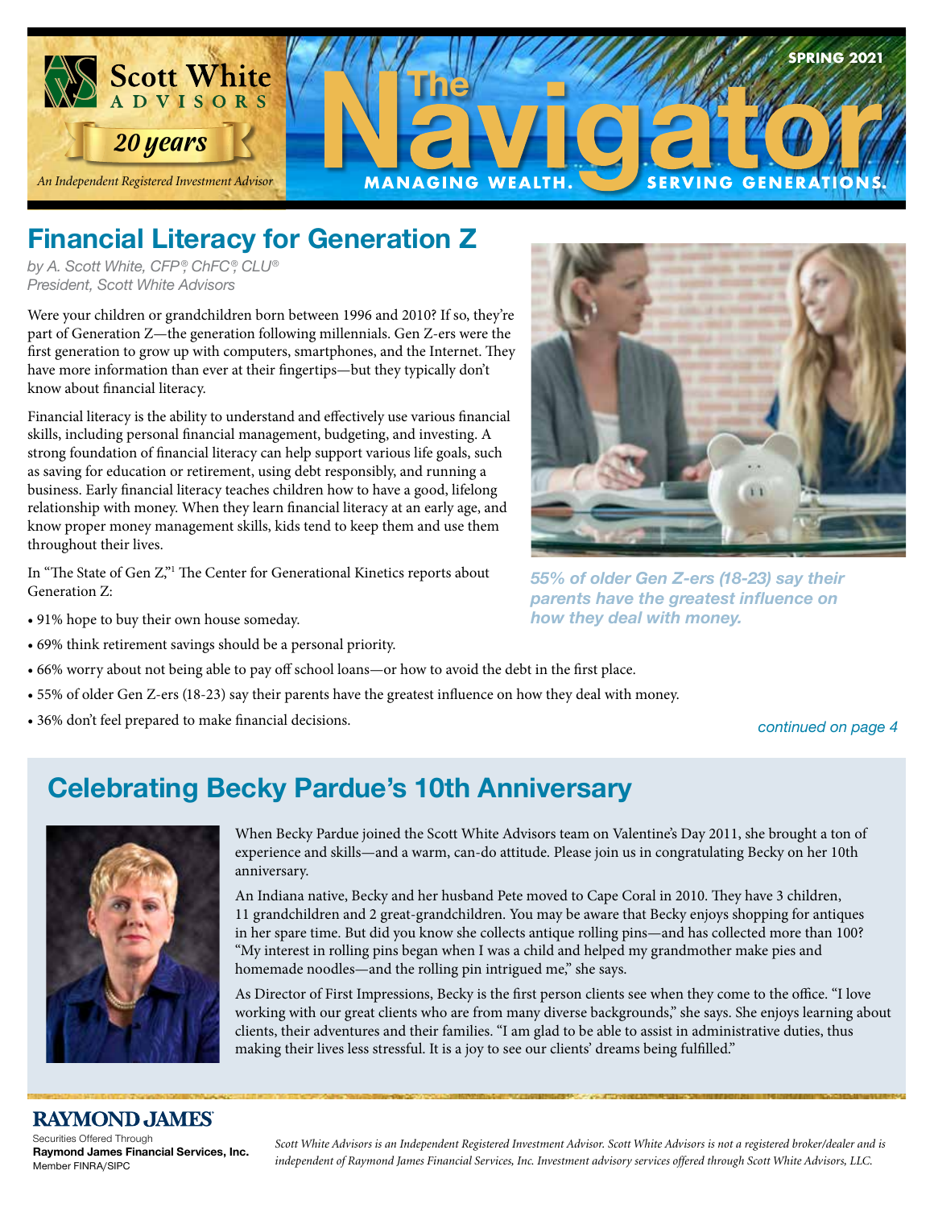Scott White ADVISORS

20 years

*An Independent Registered Investment Advisor*

# The Navigator

**MANAGING WEALTH. SERVING GENERATIONS.**

**SPRING 2021**

## Financial Literacy for Generation Z

*by A. Scott White, CFP®, ChFC®, CLU®*
*President, Scott White Advisors*

Were your children or grandchildren born between 1996 and 2010? If so, they're part of Generation Z—the generation following millennials. Gen Z-ers were the first generation to grow up with computers, smartphones, and the Internet. They have more information than ever at their fingertips—but they typically don't know about financial literacy.

Financial literacy is the ability to understand and effectively use various financial skills, including personal financial management, budgeting, and investing. A strong foundation of financial literacy can help support various life goals, such as saving for education or retirement, using debt responsibly, and running a business. Early financial literacy teaches children how to have a good, lifelong relationship with money. When they learn financial literacy at an early age, and know proper money management skills, kids tend to keep them and use them throughout their lives.

In "The State of Gen Z,"[1] The Center for Generational Kinetics reports about Generation Z:

- 91% hope to buy their own house someday.
- 69% think retirement savings should be a personal priority.
- 66% worry about not being able to pay off school loans—or how to avoid the debt in the first place.
- 55% of older Gen Z-ers (18-23) say their parents have the greatest influence on how they deal with money.
- 36% don't feel prepared to make financial decisions.

*55% of older Gen Z-ers (18-23) say their parents have the greatest influence on how they deal with money.*

*continued on page 4*

## Celebrating Becky Pardue's 10th Anniversary

When Becky Pardue joined the Scott White Advisors team on Valentine's Day 2011, she brought a ton of experience and skills—and a warm, can-do attitude. Please join us in congratulating Becky on her 10th anniversary.

An Indiana native, Becky and her husband Pete moved to Cape Coral in 2010. They have 3 children, 11 grandchildren and 2 great-grandchildren. You may be aware that Becky enjoys shopping for antiques in her spare time. But did you know she collects antique rolling pins—and has collected more than 100? "My interest in rolling pins began when I was a child and helped my grandmother make pies and homemade noodles—and the rolling pin intrigued me," she says.

As Director of First Impressions, Becky is the first person clients see when they come to the office. "I love working with our great clients who are from many diverse backgrounds," she says. She enjoys learning about clients, their adventures and their families. "I am glad to be able to assist in administrative duties, thus making their lives less stressful. It is a joy to see our clients' dreams being fulfilled."

**RAYMOND JAMES®**
Securities Offered Through
**Raymond James Financial Services, Inc.**
Member FINRA/SIPC

*Scott White Advisors is an Independent Registered Investment Advisor. Scott White Advisors is not a registered broker/dealer and is independent of Raymond James Financial Services, Inc. Investment advisory services offered through Scott White Advisors, LLC.*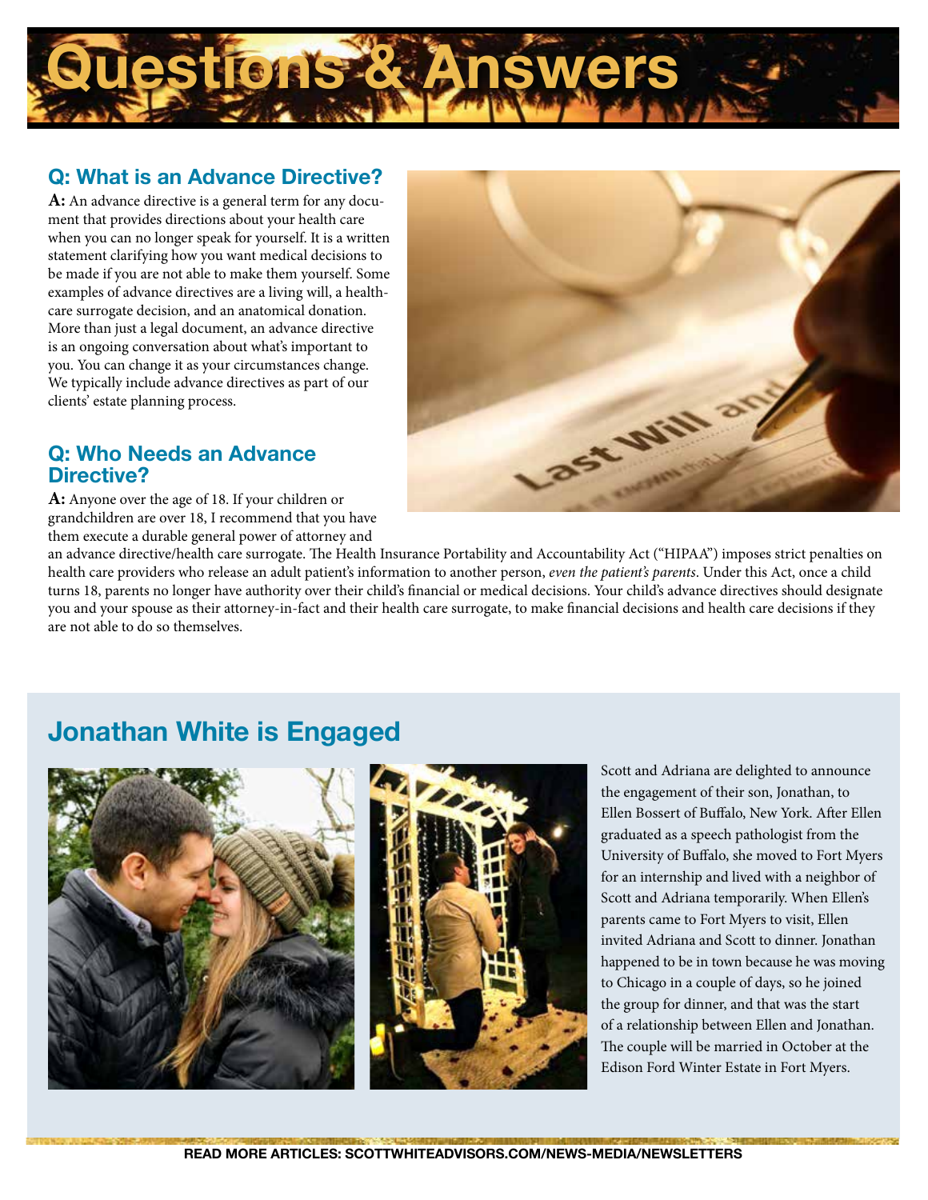# Questions & Answers

## Q: What is an Advance Directive?

**A:** An advance directive is a general term for any document that provides directions about your health care when you can no longer speak for yourself. It is a written statement clarifying how you want medical decisions to be made if you are not able to make them yourself. Some examples of advance directives are a living will, a health-care surrogate decision, and an anatomical donation. More than just a legal document, an advance directive is an ongoing conversation about what's important to you. You can change it as your circumstances change. We typically include advance directives as part of our clients' estate planning process.

## Q: Who Needs an Advance Directive?

**A:** Anyone over the age of 18. If your children or grandchildren are over 18, I recommend that you have them execute a durable general power of attorney and an advance directive/health care surrogate. The Health Insurance Portability and Accountability Act ("HIPAA") imposes strict penalties on health care providers who release an adult patient's information to another person, *even the patient's parents*. Under this Act, once a child turns 18, parents no longer have authority over their child's financial or medical decisions. Your child's advance directives should designate you and your spouse as their attorney-in-fact and their health care surrogate, to make financial decisions and health care decisions if they are not able to do so themselves.

## Jonathan White is Engaged

Scott and Adriana are delighted to announce the engagement of their son, Jonathan, to Ellen Bossert of Buffalo, New York. After Ellen graduated as a speech pathologist from the University of Buffalo, she moved to Fort Myers for an internship and lived with a neighbor of Scott and Adriana temporarily. When Ellen's parents came to Fort Myers to visit, Ellen invited Adriana and Scott to dinner. Jonathan happened to be in town because he was moving to Chicago in a couple of days, so he joined the group for dinner, and that was the start of a relationship between Ellen and Jonathan. The couple will be married in October at the Edison Ford Winter Estate in Fort Myers.

**READ MORE ARTICLES: SCOTTWHITEADVISORS.COM/NEWS-MEDIA/NEWSLETTERS**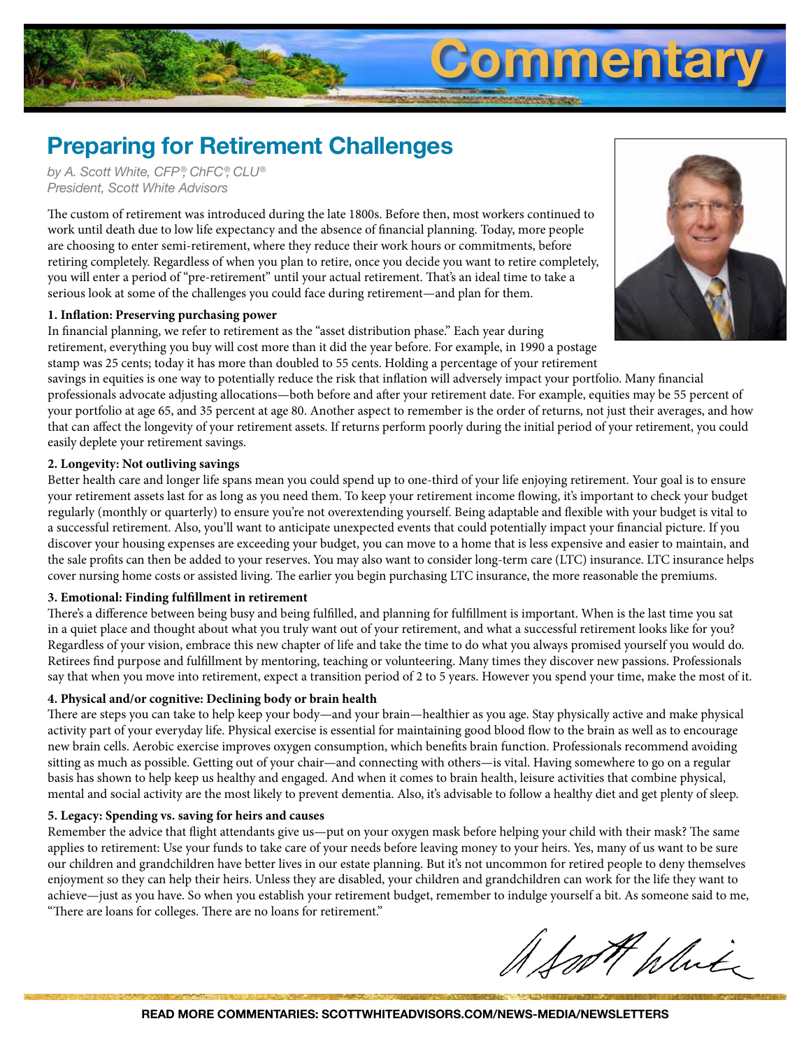# Commentary

## Preparing for Retirement Challenges

*by A. Scott White, CFP®, ChFC®, CLU®*
*President, Scott White Advisors*

The custom of retirement was introduced during the late 1800s. Before then, most workers continued to work until death due to low life expectancy and the absence of financial planning. Today, more people are choosing to enter semi-retirement, where they reduce their work hours or commitments, before retiring completely. Regardless of when you plan to retire, once you decide you want to retire completely, you will enter a period of "pre-retirement" until your actual retirement. That's an ideal time to take a serious look at some of the challenges you could face during retirement—and plan for them.

**1. Inflation: Preserving purchasing power**

In financial planning, we refer to retirement as the "asset distribution phase." Each year during retirement, everything you buy will cost more than it did the year before. For example, in 1990 a postage stamp was 25 cents; today it has more than doubled to 55 cents. Holding a percentage of your retirement savings in equities is one way to potentially reduce the risk that inflation will adversely impact your portfolio. Many financial professionals advocate adjusting allocations—both before and after your retirement date. For example, equities may be 55 percent of your portfolio at age 65, and 35 percent at age 80. Another aspect to remember is the order of returns, not just their averages, and how that can affect the longevity of your retirement assets. If returns perform poorly during the initial period of your retirement, you could easily deplete your retirement savings.

**2. Longevity: Not outliving savings**

Better health care and longer life spans mean you could spend up to one-third of your life enjoying retirement. Your goal is to ensure your retirement assets last for as long as you need them. To keep your retirement income flowing, it's important to check your budget regularly (monthly or quarterly) to ensure you're not overextending yourself. Being adaptable and flexible with your budget is vital to a successful retirement. Also, you'll want to anticipate unexpected events that could potentially impact your financial picture. If you discover your housing expenses are exceeding your budget, you can move to a home that is less expensive and easier to maintain, and the sale profits can then be added to your reserves. You may also want to consider long-term care (LTC) insurance. LTC insurance helps cover nursing home costs or assisted living. The earlier you begin purchasing LTC insurance, the more reasonable the premiums.

**3. Emotional: Finding fulfillment in retirement**

There's a difference between being busy and being fulfilled, and planning for fulfillment is important. When is the last time you sat in a quiet place and thought about what you truly want out of your retirement, and what a successful retirement looks like for you? Regardless of your vision, embrace this new chapter of life and take the time to do what you always promised yourself you would do. Retirees find purpose and fulfillment by mentoring, teaching or volunteering. Many times they discover new passions. Professionals say that when you move into retirement, expect a transition period of 2 to 5 years. However you spend your time, make the most of it.

**4. Physical and/or cognitive: Declining body or brain health**

There are steps you can take to help keep your body—and your brain—healthier as you age. Stay physically active and make physical activity part of your everyday life. Physical exercise is essential for maintaining good blood flow to the brain as well as to encourage new brain cells. Aerobic exercise improves oxygen consumption, which benefits brain function. Professionals recommend avoiding sitting as much as possible. Getting out of your chair—and connecting with others—is vital. Having somewhere to go on a regular basis has shown to help keep us healthy and engaged. And when it comes to brain health, leisure activities that combine physical, mental and social activity are the most likely to prevent dementia. Also, it's advisable to follow a healthy diet and get plenty of sleep.

**5. Legacy: Spending vs. saving for heirs and causes**

Remember the advice that flight attendants give us—put on your oxygen mask before helping your child with their mask? The same applies to retirement: Use your funds to take care of your needs before leaving money to your heirs. Yes, many of us want to be sure our children and grandchildren have better lives in our estate planning. But it's not uncommon for retired people to deny themselves enjoyment so they can help their heirs. Unless they are disabled, your children and grandchildren can work for the life they want to achieve—just as you have. So when you establish your retirement budget, remember to indulge yourself a bit. As someone said to me, "There are loans for colleges. There are no loans for retirement."

A. Scott White

**READ MORE COMMENTARIES: SCOTTWHITEADVISORS.COM/NEWS-MEDIA/NEWSLETTERS**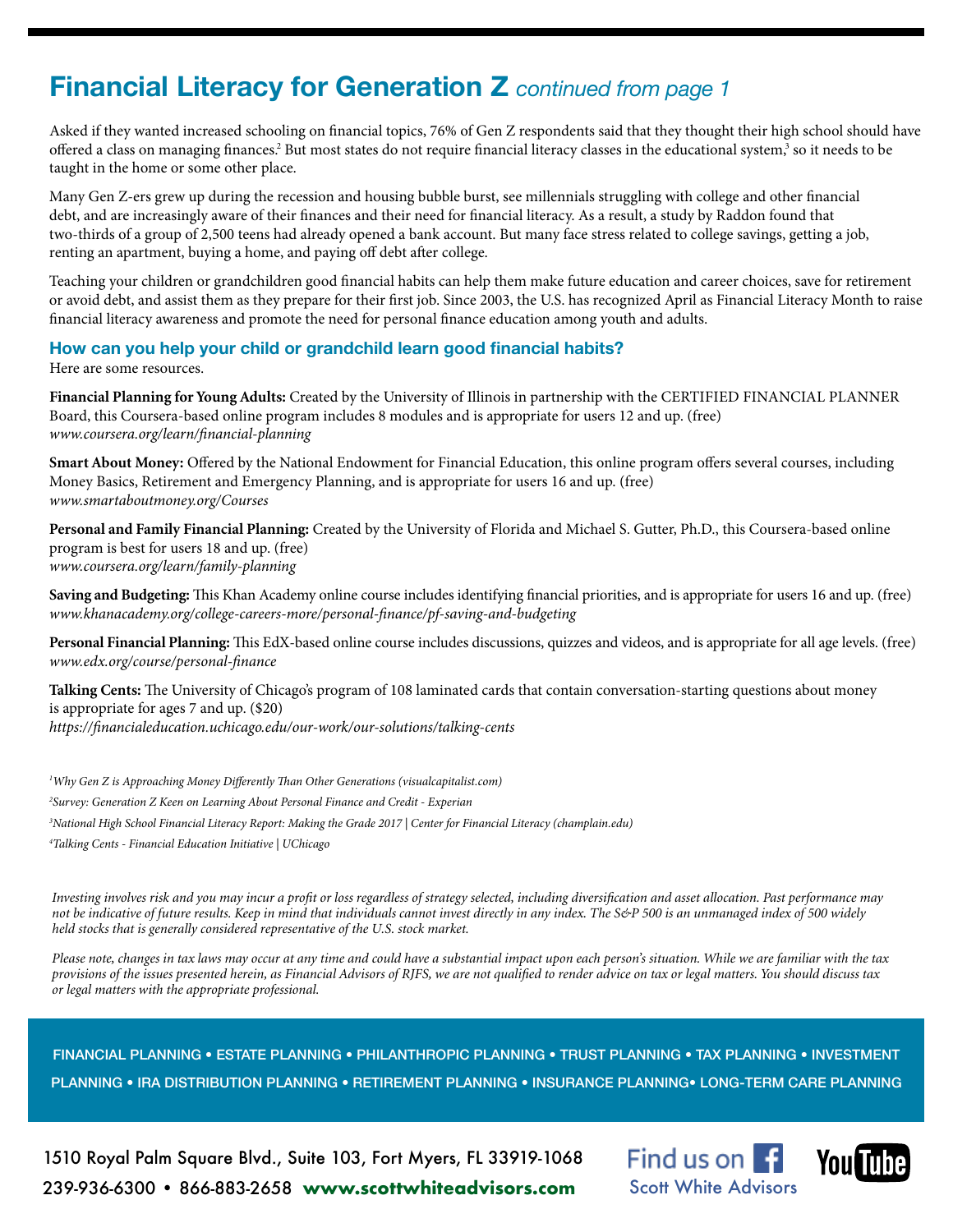# Financial Literacy for Generation Z *continued from page 1*

Asked if they wanted increased schooling on financial topics, 76% of Gen Z respondents said that they thought their high school should have offered a class on managing finances.[2] But most states do not require financial literacy classes in the educational system,[3] so it needs to be taught in the home or some other place.

Many Gen Z-ers grew up during the recession and housing bubble burst, see millennials struggling with college and other financial debt, and are increasingly aware of their finances and their need for financial literacy. As a result, a study by Raddon found that two-thirds of a group of 2,500 teens had already opened a bank account. But many face stress related to college savings, getting a job, renting an apartment, buying a home, and paying off debt after college.

Teaching your children or grandchildren good financial habits can help them make future education and career choices, save for retirement or avoid debt, and assist them as they prepare for their first job. Since 2003, the U.S. has recognized April as Financial Literacy Month to raise financial literacy awareness and promote the need for personal finance education among youth and adults.

## How can you help your child or grandchild learn good financial habits?

Here are some resources.

**Financial Planning for Young Adults:** Created by the University of Illinois in partnership with the CERTIFIED FINANCIAL PLANNER Board, this Coursera-based online program includes 8 modules and is appropriate for users 12 and up. (free)
*www.coursera.org/learn/financial-planning*

**Smart About Money:** Offered by the National Endowment for Financial Education, this online program offers several courses, including Money Basics, Retirement and Emergency Planning, and is appropriate for users 16 and up. (free)
*www.smartaboutmoney.org/Courses*

**Personal and Family Financial Planning:** Created by the University of Florida and Michael S. Gutter, Ph.D., this Coursera-based online program is best for users 18 and up. (free)
*www.coursera.org/learn/family-planning*

**Saving and Budgeting:** This Khan Academy online course includes identifying financial priorities, and is appropriate for users 16 and up. (free)
*www.khanacademy.org/college-careers-more/personal-finance/pf-saving-and-budgeting*

**Personal Financial Planning:** This EdX-based online course includes discussions, quizzes and videos, and is appropriate for all age levels. (free)
*www.edx.org/course/personal-finance*

**Talking Cents:** The University of Chicago's program of 108 laminated cards that contain conversation-starting questions about money is appropriate for ages 7 and up. ($20)
*https://financialeducation.uchicago.edu/our-work/our-solutions/talking-cents*

*[1] Why Gen Z is Approaching Money Differently Than Other Generations (visualcapitalist.com)*

*[2] Survey: Generation Z Keen on Learning About Personal Finance and Credit - Experian*

*[3] National High School Financial Literacy Report: Making the Grade 2017 | Center for Financial Literacy (champlain.edu)*

*[4] Talking Cents - Financial Education Initiative | UChicago*

*Investing involves risk and you may incur a profit or loss regardless of strategy selected, including diversification and asset allocation. Past performance may not be indicative of future results. Keep in mind that individuals cannot invest directly in any index. The S&P 500 is an unmanaged index of 500 widely held stocks that is generally considered representative of the U.S. stock market.*

*Please note, changes in tax laws may occur at any time and could have a substantial impact upon each person's situation. While we are familiar with the tax provisions of the issues presented herein, as Financial Advisors of RJFS, we are not qualified to render advice on tax or legal matters. You should discuss tax or legal matters with the appropriate professional.*

FINANCIAL PLANNING • ESTATE PLANNING • PHILANTHROPIC PLANNING • TRUST PLANNING • TAX PLANNING • INVESTMENT PLANNING • IRA DISTRIBUTION PLANNING • RETIREMENT PLANNING • INSURANCE PLANNING• LONG-TERM CARE PLANNING

1510 Royal Palm Square Blvd., Suite 103, Fort Myers, FL 33919-1068
239-936-6300 • 866-883-2658 **www.scottwhiteadvisors.com**

Find us on Facebook Scott White Advisors

YouTube